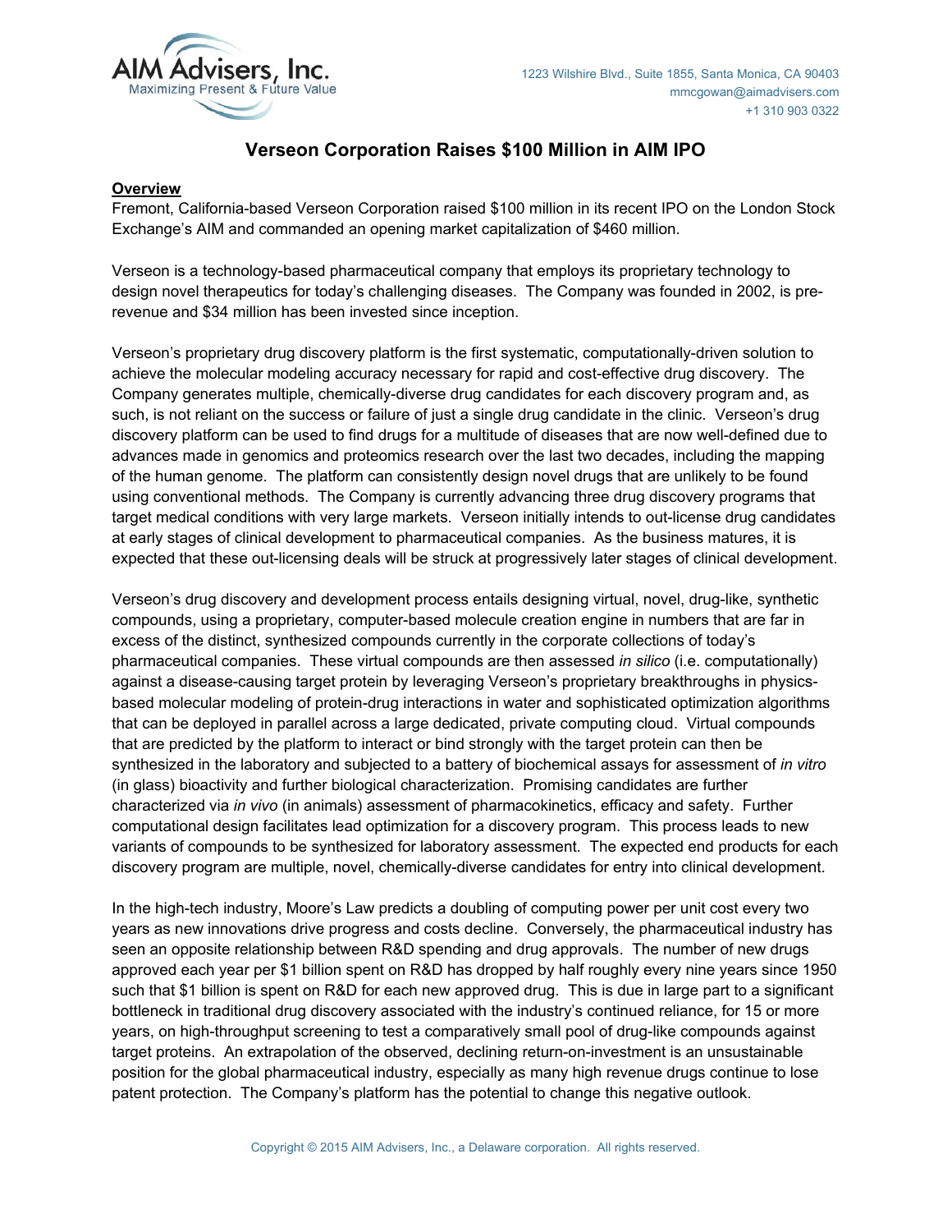AIM Advisers, Inc.
Maximizing Present & Future Value

1223 Wilshire Blvd., Suite 1855, Santa Monica, CA 90403
mmcgowan@aimadvisers.com
+1 310 903 0322

# Verseon Corporation Raises $100 Million in AIM IPO

## Overview

Fremont, California-based Verseon Corporation raised $100 million in its recent IPO on the London Stock Exchange's AIM and commanded an opening market capitalization of $460 million.

Verseon is a technology-based pharmaceutical company that employs its proprietary technology to design novel therapeutics for today's challenging diseases. The Company was founded in 2002, is pre-revenue and $34 million has been invested since inception.

Verseon's proprietary drug discovery platform is the first systematic, computationally-driven solution to achieve the molecular modeling accuracy necessary for rapid and cost-effective drug discovery. The Company generates multiple, chemically-diverse drug candidates for each discovery program and, as such, is not reliant on the success or failure of just a single drug candidate in the clinic. Verseon's drug discovery platform can be used to find drugs for a multitude of diseases that are now well-defined due to advances made in genomics and proteomics research over the last two decades, including the mapping of the human genome. The platform can consistently design novel drugs that are unlikely to be found using conventional methods. The Company is currently advancing three drug discovery programs that target medical conditions with very large markets. Verseon initially intends to out-license drug candidates at early stages of clinical development to pharmaceutical companies. As the business matures, it is expected that these out-licensing deals will be struck at progressively later stages of clinical development.

Verseon's drug discovery and development process entails designing virtual, novel, drug-like, synthetic compounds, using a proprietary, computer-based molecule creation engine in numbers that are far in excess of the distinct, synthesized compounds currently in the corporate collections of today's pharmaceutical companies. These virtual compounds are then assessed *in silico* (i.e. computationally) against a disease-causing target protein by leveraging Verseon's proprietary breakthroughs in physics-based molecular modeling of protein-drug interactions in water and sophisticated optimization algorithms that can be deployed in parallel across a large dedicated, private computing cloud. Virtual compounds that are predicted by the platform to interact or bind strongly with the target protein can then be synthesized in the laboratory and subjected to a battery of biochemical assays for assessment of *in vitro* (in glass) bioactivity and further biological characterization. Promising candidates are further characterized via *in vivo* (in animals) assessment of pharmacokinetics, efficacy and safety. Further computational design facilitates lead optimization for a discovery program. This process leads to new variants of compounds to be synthesized for laboratory assessment. The expected end products for each discovery program are multiple, novel, chemically-diverse candidates for entry into clinical development.

In the high-tech industry, Moore's Law predicts a doubling of computing power per unit cost every two years as new innovations drive progress and costs decline. Conversely, the pharmaceutical industry has seen an opposite relationship between R&D spending and drug approvals. The number of new drugs approved each year per $1 billion spent on R&D has dropped by half roughly every nine years since 1950 such that $1 billion is spent on R&D for each new approved drug. This is due in large part to a significant bottleneck in traditional drug discovery associated with the industry's continued reliance, for 15 or more years, on high-throughput screening to test a comparatively small pool of drug-like compounds against target proteins. An extrapolation of the observed, declining return-on-investment is an unsustainable position for the global pharmaceutical industry, especially as many high revenue drugs continue to lose patent protection. The Company's platform has the potential to change this negative outlook.

Copyright © 2015 AIM Advisers, Inc., a Delaware corporation. All rights reserved.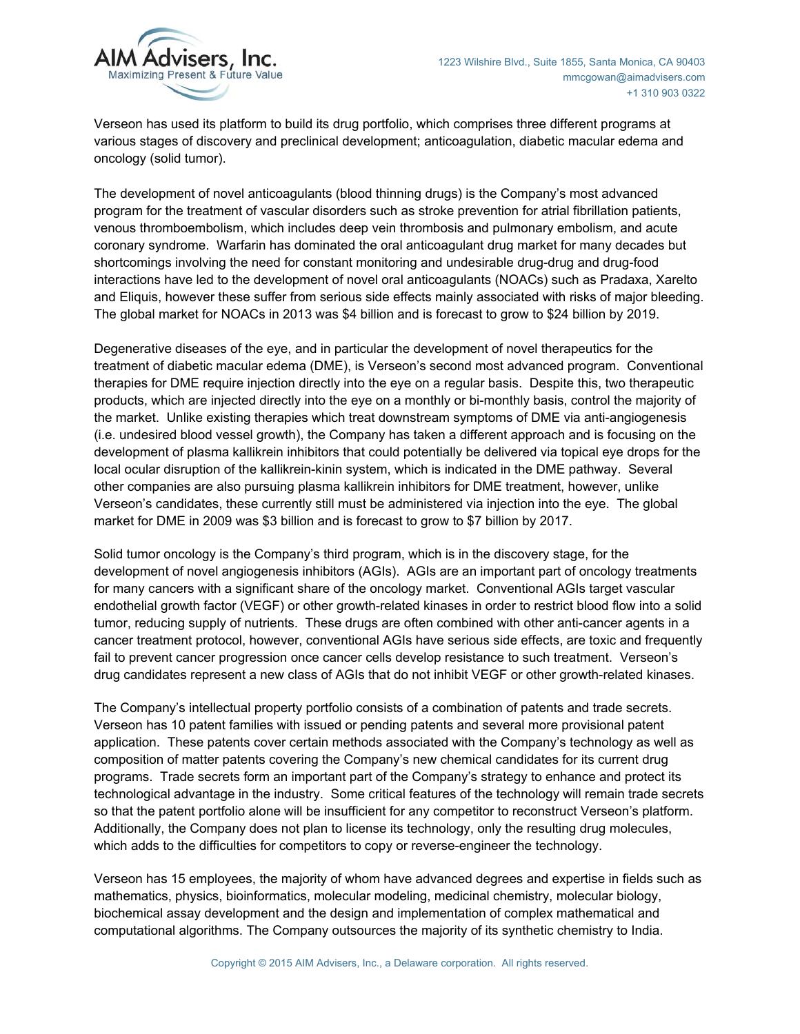Verseon has used its platform to build its drug portfolio, which comprises three different programs at various stages of discovery and preclinical development; anticoagulation, diabetic macular edema and oncology (solid tumor).

The development of novel anticoagulants (blood thinning drugs) is the Company's most advanced program for the treatment of vascular disorders such as stroke prevention for atrial fibrillation patients, venous thromboembolism, which includes deep vein thrombosis and pulmonary embolism, and acute coronary syndrome. Warfarin has dominated the oral anticoagulant drug market for many decades but shortcomings involving the need for constant monitoring and undesirable drug-drug and drug-food interactions have led to the development of novel oral anticoagulants (NOACs) such as Pradaxa, Xarelto and Eliquis, however these suffer from serious side effects mainly associated with risks of major bleeding. The global market for NOACs in 2013 was $4 billion and is forecast to grow to $24 billion by 2019.

Degenerative diseases of the eye, and in particular the development of novel therapeutics for the treatment of diabetic macular edema (DME), is Verseon's second most advanced program. Conventional therapies for DME require injection directly into the eye on a regular basis. Despite this, two therapeutic products, which are injected directly into the eye on a monthly or bi-monthly basis, control the majority of the market. Unlike existing therapies which treat downstream symptoms of DME via anti-angiogenesis (i.e. undesired blood vessel growth), the Company has taken a different approach and is focusing on the development of plasma kallikrein inhibitors that could potentially be delivered via topical eye drops for the local ocular disruption of the kallikrein-kinin system, which is indicated in the DME pathway. Several other companies are also pursuing plasma kallikrein inhibitors for DME treatment, however, unlike Verseon's candidates, these currently still must be administered via injection into the eye. The global market for DME in 2009 was $3 billion and is forecast to grow to $7 billion by 2017.

Solid tumor oncology is the Company's third program, which is in the discovery stage, for the development of novel angiogenesis inhibitors (AGIs). AGIs are an important part of oncology treatments for many cancers with a significant share of the oncology market. Conventional AGIs target vascular endothelial growth factor (VEGF) or other growth-related kinases in order to restrict blood flow into a solid tumor, reducing supply of nutrients. These drugs are often combined with other anti-cancer agents in a cancer treatment protocol, however, conventional AGIs have serious side effects, are toxic and frequently fail to prevent cancer progression once cancer cells develop resistance to such treatment. Verseon's drug candidates represent a new class of AGIs that do not inhibit VEGF or other growth-related kinases.

The Company's intellectual property portfolio consists of a combination of patents and trade secrets. Verseon has 10 patent families with issued or pending patents and several more provisional patent application. These patents cover certain methods associated with the Company's technology as well as composition of matter patents covering the Company's new chemical candidates for its current drug programs. Trade secrets form an important part of the Company's strategy to enhance and protect its technological advantage in the industry. Some critical features of the technology will remain trade secrets so that the patent portfolio alone will be insufficient for any competitor to reconstruct Verseon's platform. Additionally, the Company does not plan to license its technology, only the resulting drug molecules, which adds to the difficulties for competitors to copy or reverse-engineer the technology.

Verseon has 15 employees, the majority of whom have advanced degrees and expertise in fields such as mathematics, physics, bioinformatics, molecular modeling, medicinal chemistry, molecular biology, biochemical assay development and the design and implementation of complex mathematical and computational algorithms. The Company outsources the majority of its synthetic chemistry to India.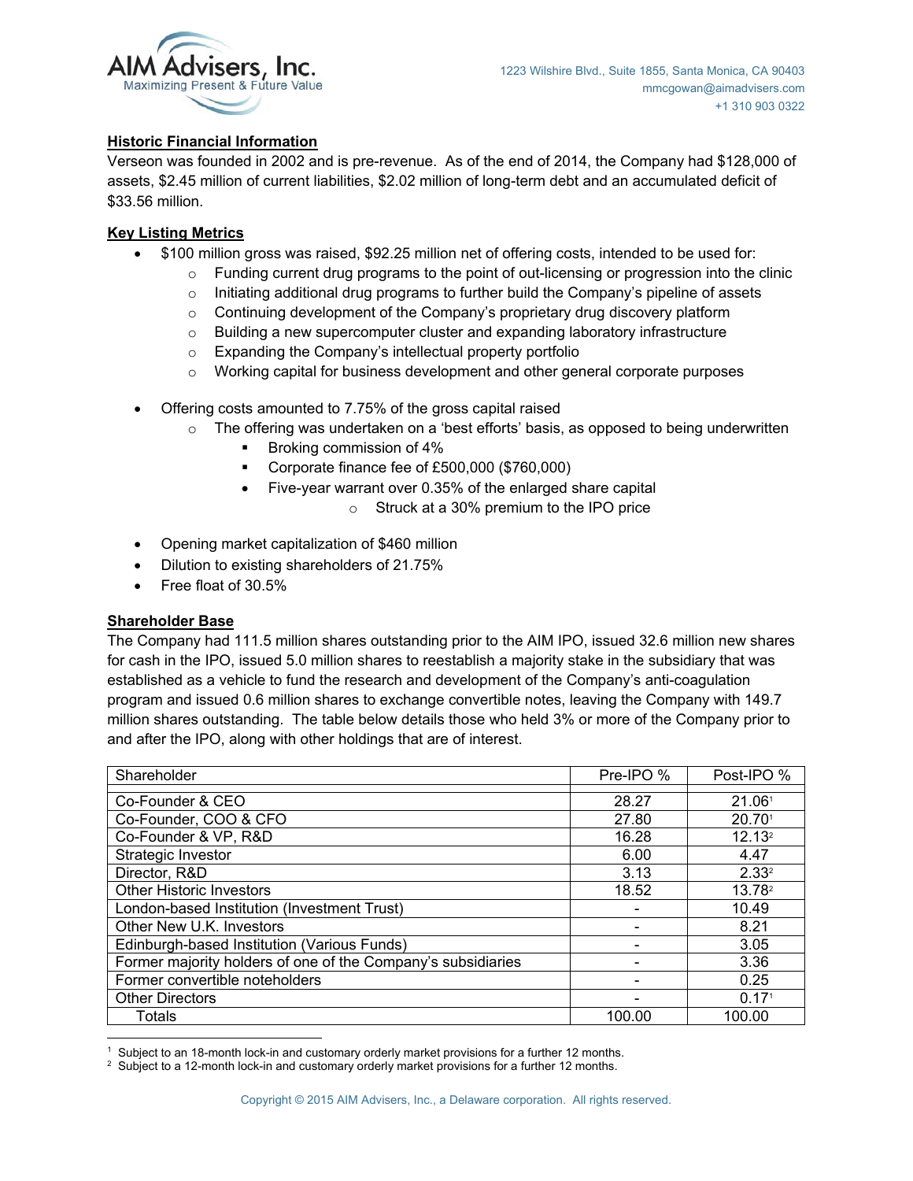## Historic Financial Information

Verseon was founded in 2002 and is pre-revenue. As of the end of 2014, the Company had $128,000 of assets, $2.45 million of current liabilities, $2.02 million of long-term debt and an accumulated deficit of $33.56 million.

## Key Listing Metrics

- $100 million gross was raised, $92.25 million net of offering costs, intended to be used for:
  - Funding current drug programs to the point of out-licensing or progression into the clinic
  - Initiating additional drug programs to further build the Company's pipeline of assets
  - Continuing development of the Company's proprietary drug discovery platform
  - Building a new supercomputer cluster and expanding laboratory infrastructure
  - Expanding the Company's intellectual property portfolio
  - Working capital for business development and other general corporate purposes

- Offering costs amounted to 7.75% of the gross capital raised
  - The offering was undertaken on a 'best efforts' basis, as opposed to being underwritten
    - Broking commission of 4%
    - Corporate finance fee of £500,000 ($760,000)
    - Five-year warrant over 0.35% of the enlarged share capital
      - Struck at a 30% premium to the IPO price

- Opening market capitalization of $460 million
- Dilution to existing shareholders of 21.75%
- Free float of 30.5%

## Shareholder Base

The Company had 111.5 million shares outstanding prior to the AIM IPO, issued 32.6 million new shares for cash in the IPO, issued 5.0 million shares to reestablish a majority stake in the subsidiary that was established as a vehicle to fund the research and development of the Company's anti-coagulation program and issued 0.6 million shares to exchange convertible notes, leaving the Company with 149.7 million shares outstanding. The table below details those who held 3% or more of the Company prior to and after the IPO, along with other holdings that are of interest.

| Shareholder | Pre-IPO % | Post-IPO % |
|---|---|---|
| Co-Founder & CEO | 28.27 | 21.06[1] |
| Co-Founder, COO & CFO | 27.80 | 20.70[1] |
| Co-Founder & VP, R&D | 16.28 | 12.13[2] |
| Strategic Investor | 6.00 | 4.47 |
| Director, R&D | 3.13 | 2.33[2] |
| Other Historic Investors | 18.52 | 13.78[2] |
| London-based Institution (Investment Trust) | - | 10.49 |
| Other New U.K. Investors | - | 8.21 |
| Edinburgh-based Institution (Various Funds) | - | 3.05 |
| Former majority holders of one of the Company's subsidiaries | - | 3.36 |
| Former convertible noteholders | - | 0.25 |
| Other Directors | - | 0.17[1] |
| Totals | 100.00 | 100.00 |

[1] Subject to an 18-month lock-in and customary orderly market provisions for a further 12 months.

[2] Subject to a 12-month lock-in and customary orderly market provisions for a further 12 months.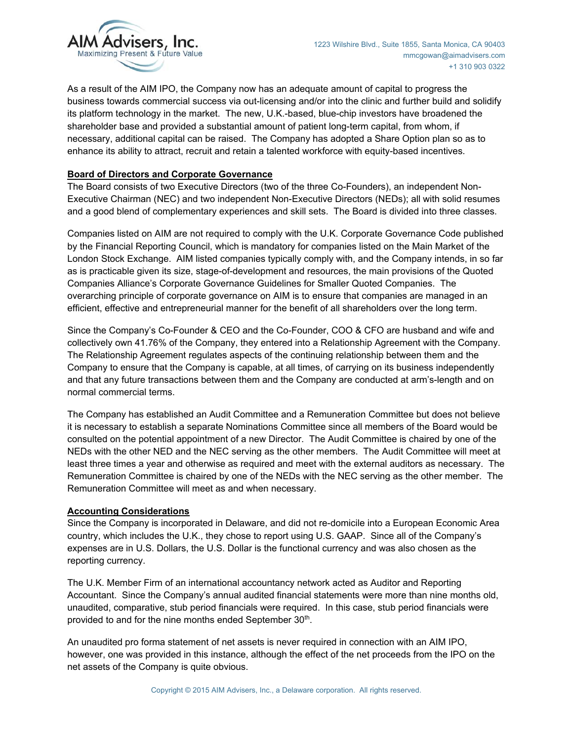As a result of the AIM IPO, the Company now has an adequate amount of capital to progress the business towards commercial success via out-licensing and/or into the clinic and further build and solidify its platform technology in the market. The new, U.K.-based, blue-chip investors have broadened the shareholder base and provided a substantial amount of patient long-term capital, from whom, if necessary, additional capital can be raised. The Company has adopted a Share Option plan so as to enhance its ability to attract, recruit and retain a talented workforce with equity-based incentives.

**Board of Directors and Corporate Governance**

The Board consists of two Executive Directors (two of the three Co-Founders), an independent Non-Executive Chairman (NEC) and two independent Non-Executive Directors (NEDs); all with solid resumes and a good blend of complementary experiences and skill sets. The Board is divided into three classes.

Companies listed on AIM are not required to comply with the U.K. Corporate Governance Code published by the Financial Reporting Council, which is mandatory for companies listed on the Main Market of the London Stock Exchange. AIM listed companies typically comply with, and the Company intends, in so far as is practicable given its size, stage-of-development and resources, the main provisions of the Quoted Companies Alliance's Corporate Governance Guidelines for Smaller Quoted Companies. The overarching principle of corporate governance on AIM is to ensure that companies are managed in an efficient, effective and entrepreneurial manner for the benefit of all shareholders over the long term.

Since the Company's Co-Founder & CEO and the Co-Founder, COO & CFO are husband and wife and collectively own 41.76% of the Company, they entered into a Relationship Agreement with the Company. The Relationship Agreement regulates aspects of the continuing relationship between them and the Company to ensure that the Company is capable, at all times, of carrying on its business independently and that any future transactions between them and the Company are conducted at arm's-length and on normal commercial terms.

The Company has established an Audit Committee and a Remuneration Committee but does not believe it is necessary to establish a separate Nominations Committee since all members of the Board would be consulted on the potential appointment of a new Director. The Audit Committee is chaired by one of the NEDs with the other NED and the NEC serving as the other members. The Audit Committee will meet at least three times a year and otherwise as required and meet with the external auditors as necessary. The Remuneration Committee is chaired by one of the NEDs with the NEC serving as the other member. The Remuneration Committee will meet as and when necessary.

**Accounting Considerations**

Since the Company is incorporated in Delaware, and did not re-domicile into a European Economic Area country, which includes the U.K., they chose to report using U.S. GAAP. Since all of the Company's expenses are in U.S. Dollars, the U.S. Dollar is the functional currency and was also chosen as the reporting currency.

The U.K. Member Firm of an international accountancy network acted as Auditor and Reporting Accountant. Since the Company's annual audited financial statements were more than nine months old, unaudited, comparative, stub period financials were required. In this case, stub period financials were provided to and for the nine months ended September 30th.

An unaudited pro forma statement of net assets is never required in connection with an AIM IPO, however, one was provided in this instance, although the effect of the net proceeds from the IPO on the net assets of the Company is quite obvious.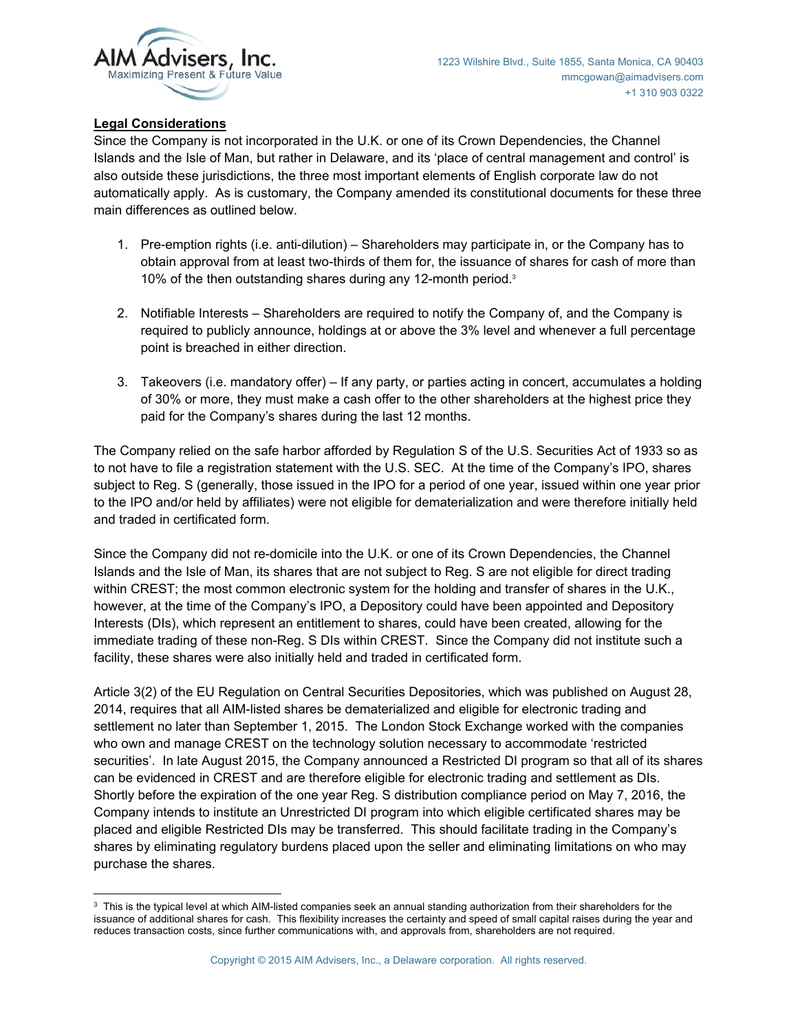**Legal Considerations**

Since the Company is not incorporated in the U.K. or one of its Crown Dependencies, the Channel Islands and the Isle of Man, but rather in Delaware, and its 'place of central management and control' is also outside these jurisdictions, the three most important elements of English corporate law do not automatically apply. As is customary, the Company amended its constitutional documents for these three main differences as outlined below.

1. Pre-emption rights (i.e. anti-dilution) – Shareholders may participate in, or the Company has to obtain approval from at least two-thirds of them for, the issuance of shares for cash of more than 10% of the then outstanding shares during any 12-month period.[3]

2. Notifiable Interests – Shareholders are required to notify the Company of, and the Company is required to publicly announce, holdings at or above the 3% level and whenever a full percentage point is breached in either direction.

3. Takeovers (i.e. mandatory offer) – If any party, or parties acting in concert, accumulates a holding of 30% or more, they must make a cash offer to the other shareholders at the highest price they paid for the Company's shares during the last 12 months.

The Company relied on the safe harbor afforded by Regulation S of the U.S. Securities Act of 1933 so as to not have to file a registration statement with the U.S. SEC. At the time of the Company's IPO, shares subject to Reg. S (generally, those issued in the IPO for a period of one year, issued within one year prior to the IPO and/or held by affiliates) were not eligible for dematerialization and were therefore initially held and traded in certificated form.

Since the Company did not re-domicile into the U.K. or one of its Crown Dependencies, the Channel Islands and the Isle of Man, its shares that are not subject to Reg. S are not eligible for direct trading within CREST; the most common electronic system for the holding and transfer of shares in the U.K., however, at the time of the Company's IPO, a Depository could have been appointed and Depository Interests (DIs), which represent an entitlement to shares, could have been created, allowing for the immediate trading of these non-Reg. S DIs within CREST. Since the Company did not institute such a facility, these shares were also initially held and traded in certificated form.

Article 3(2) of the EU Regulation on Central Securities Depositories, which was published on August 28, 2014, requires that all AIM-listed shares be dematerialized and eligible for electronic trading and settlement no later than September 1, 2015. The London Stock Exchange worked with the companies who own and manage CREST on the technology solution necessary to accommodate 'restricted securities'. In late August 2015, the Company announced a Restricted DI program so that all of its shares can be evidenced in CREST and are therefore eligible for electronic trading and settlement as DIs. Shortly before the expiration of the one year Reg. S distribution compliance period on May 7, 2016, the Company intends to institute an Unrestricted DI program into which eligible certificated shares may be placed and eligible Restricted DIs may be transferred. This should facilitate trading in the Company's shares by eliminating regulatory burdens placed upon the seller and eliminating limitations on who may purchase the shares.

---

[3] This is the typical level at which AIM-listed companies seek an annual standing authorization from their shareholders for the issuance of additional shares for cash. This flexibility increases the certainty and speed of small capital raises during the year and reduces transaction costs, since further communications with, and approvals from, shareholders are not required.